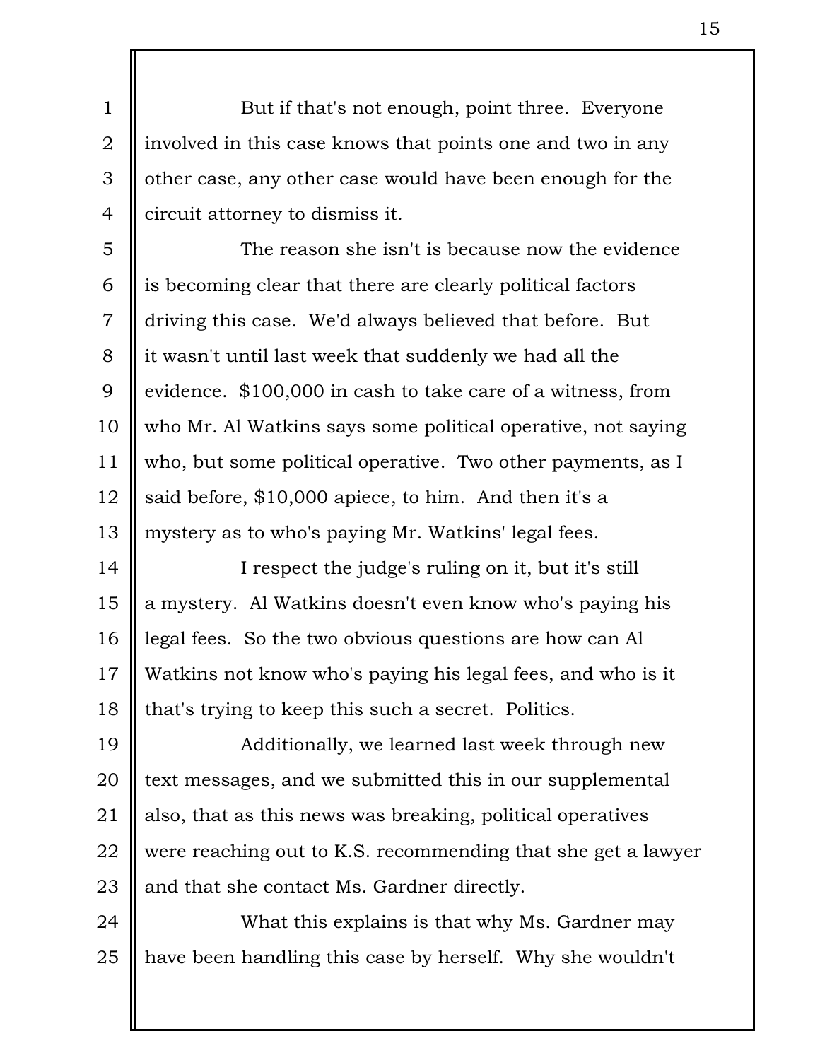But if that's not enough, point three. Everyone involved in this case knows that points one and two in any other case, any other case would have been enough for the circuit attorney to dismiss it.

The reason she isn't is because now the evidence is becoming clear that there are clearly political factors driving this case. We'd always believed that before. But it wasn't until last week that suddenly we had all the evidence. $100,000 in cash to take care of a witness, from who Mr. Al Watkins says some political operative, not saying who, but some political operative. Two other payments, as I said before, $10,000 apiece, to him. And then it's a mystery as to who's paying Mr. Watkins' legal fees.

I respect the judge's ruling on it, but it's still a mystery. Al Watkins doesn't even know who's paying his legal fees. So the two obvious questions are how can Al Watkins not know who's paying his legal fees, and who is it that's trying to keep this such a secret. Politics.

Additionally, we learned last week through new text messages, and we submitted this in our supplemental also, that as this news was breaking, political operatives were reaching out to K.S. recommending that she get a lawyer and that she contact Ms. Gardner directly.

What this explains is that why Ms. Gardner may have been handling this case by herself. Why she wouldn't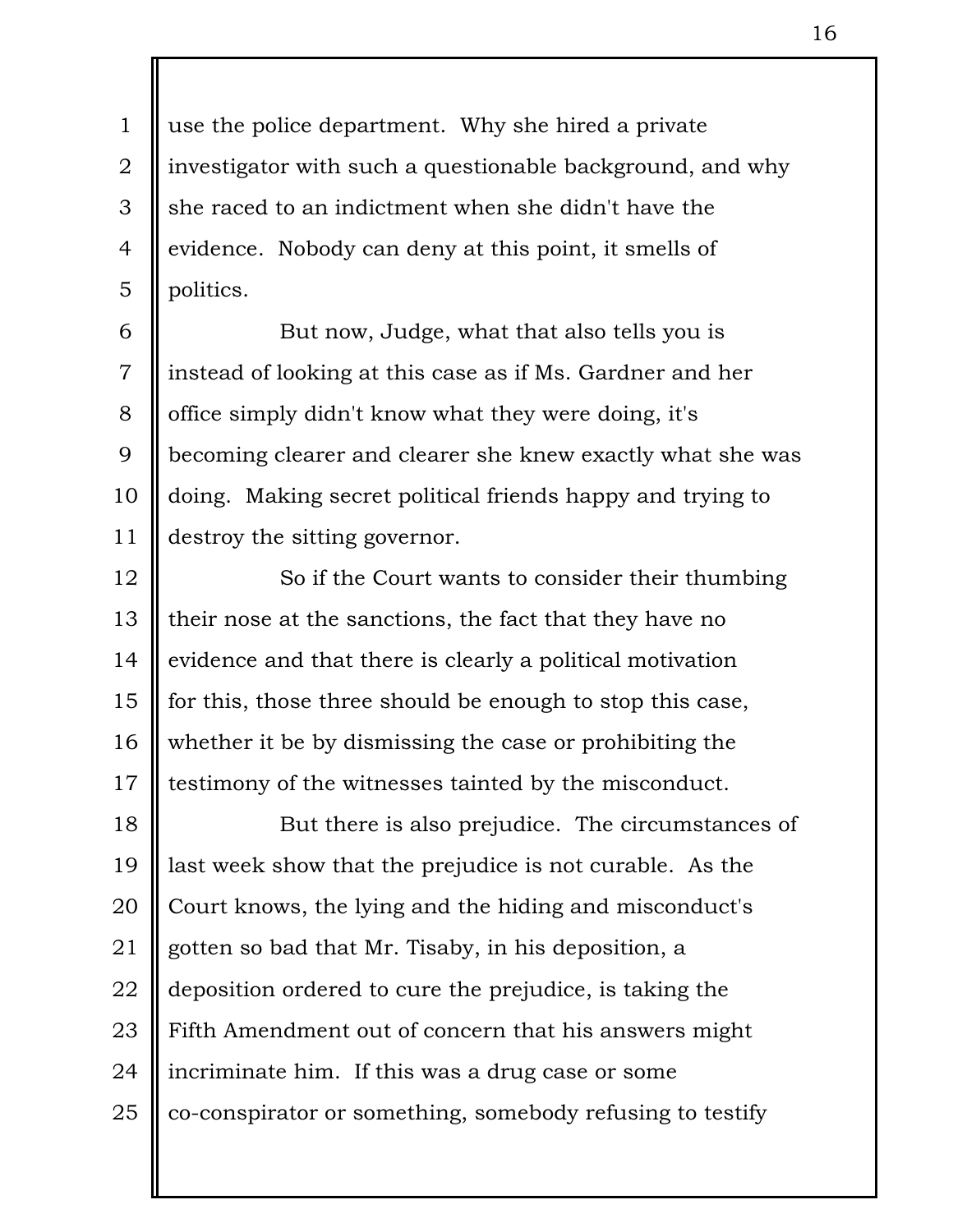use the police department. Why she hired a private investigator with such a questionable background, and why she raced to an indictment when she didn't have the evidence. Nobody can deny at this point, it smells of politics.

But now, Judge, what that also tells you is instead of looking at this case as if Ms. Gardner and her office simply didn't know what they were doing, it's becoming clearer and clearer she knew exactly what she was doing. Making secret political friends happy and trying to destroy the sitting governor.

So if the Court wants to consider their thumbing their nose at the sanctions, the fact that they have no evidence and that there is clearly a political motivation for this, those three should be enough to stop this case, whether it be by dismissing the case or prohibiting the testimony of the witnesses tainted by the misconduct.

But there is also prejudice. The circumstances of last week show that the prejudice is not curable. As the Court knows, the lying and the hiding and misconduct's gotten so bad that Mr. Tisaby, in his deposition, a deposition ordered to cure the prejudice, is taking the Fifth Amendment out of concern that his answers might incriminate him. If this was a drug case or some co-conspirator or something, somebody refusing to testify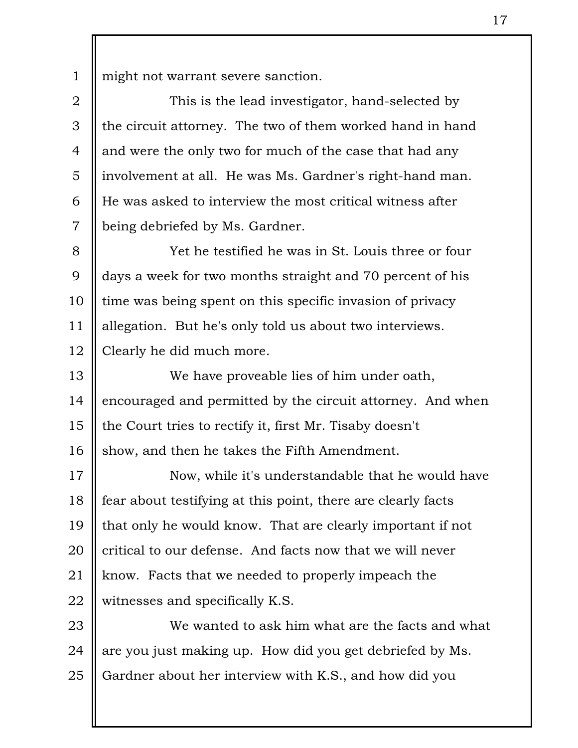might not warrant severe sanction.

This is the lead investigator, hand-selected by the circuit attorney. The two of them worked hand in hand and were the only two for much of the case that had any involvement at all. He was Ms. Gardner's right-hand man. He was asked to interview the most critical witness after being debriefed by Ms. Gardner.

Yet he testified he was in St. Louis three or four days a week for two months straight and 70 percent of his time was being spent on this specific invasion of privacy allegation. But he's only told us about two interviews. Clearly he did much more.

We have proveable lies of him under oath, encouraged and permitted by the circuit attorney. And when the Court tries to rectify it, first Mr. Tisaby doesn't show, and then he takes the Fifth Amendment.

Now, while it's understandable that he would have fear about testifying at this point, there are clearly facts that only he would know. That are clearly important if not critical to our defense. And facts now that we will never know. Facts that we needed to properly impeach the witnesses and specifically K.S.

We wanted to ask him what are the facts and what are you just making up. How did you get debriefed by Ms. Gardner about her interview with K.S., and how did you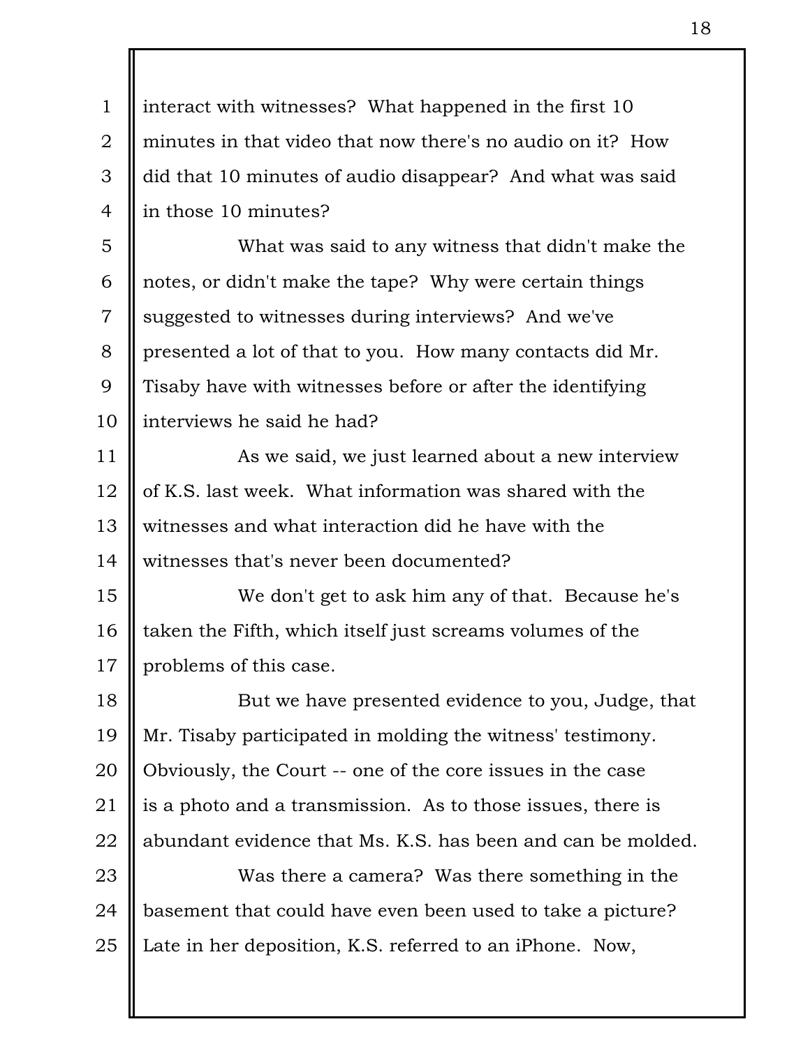interact with witnesses? What happened in the first 10 minutes in that video that now there's no audio on it? How did that 10 minutes of audio disappear? And what was said in those 10 minutes?

What was said to any witness that didn't make the notes, or didn't make the tape? Why were certain things suggested to witnesses during interviews? And we've presented a lot of that to you. How many contacts did Mr. Tisaby have with witnesses before or after the identifying interviews he said he had?

As we said, we just learned about a new interview of K.S. last week. What information was shared with the witnesses and what interaction did he have with the witnesses that's never been documented?

We don't get to ask him any of that. Because he's taken the Fifth, which itself just screams volumes of the problems of this case.

But we have presented evidence to you, Judge, that Mr. Tisaby participated in molding the witness' testimony. Obviously, the Court -- one of the core issues in the case is a photo and a transmission. As to those issues, there is abundant evidence that Ms. K.S. has been and can be molded.

Was there a camera? Was there something in the basement that could have even been used to take a picture? Late in her deposition, K.S. referred to an iPhone. Now,